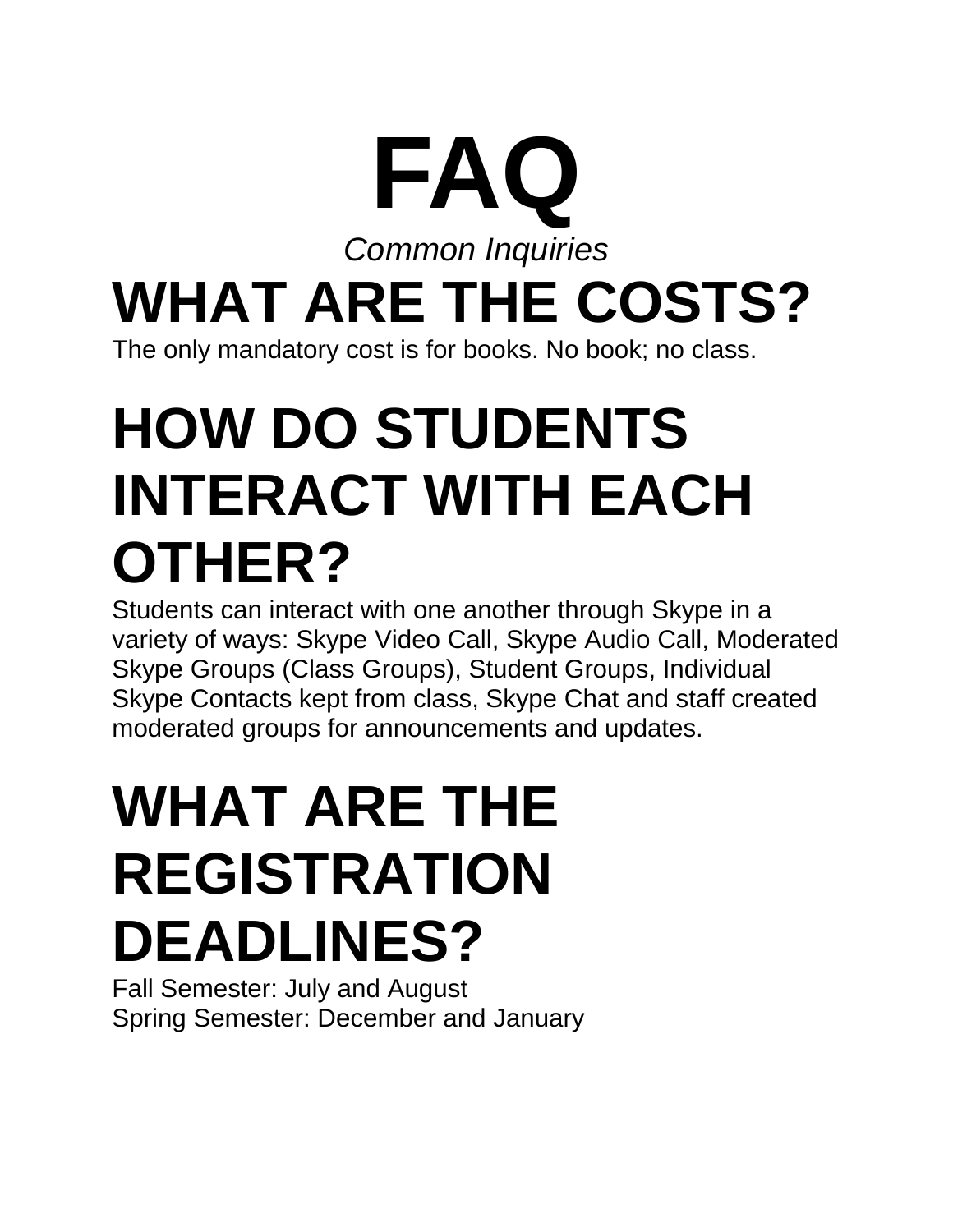# FAQ

*Common Inquiries*

## WHAT ARE THE COSTS?

The only mandatory cost is for books. No book; no class.

## HOW DO STUDENTS INTERACT WITH EACH OTHER?

Students can interact with one another through Skype in a variety of ways: Skype Video Call, Skype Audio Call, Moderated Skype Groups (Class Groups), Student Groups, Individual Skype Contacts kept from class, Skype Chat and staff created moderated groups for announcements and updates.

## WHAT ARE THE REGISTRATION DEADLINES?

Fall Semester: July and August
Spring Semester: December and January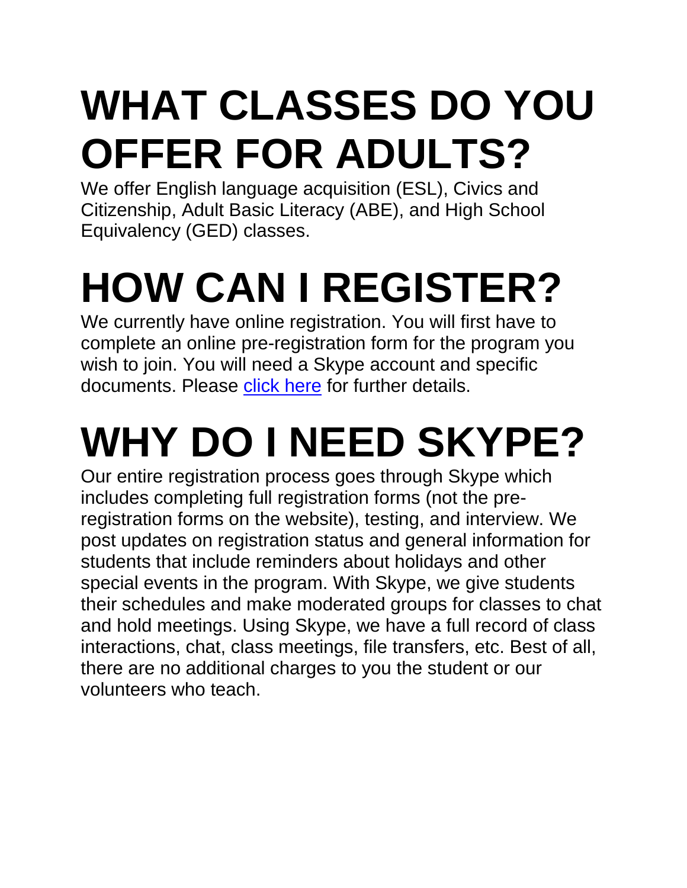# WHAT CLASSES DO YOU OFFER FOR ADULTS?

We offer English language acquisition (ESL), Civics and Citizenship, Adult Basic Literacy (ABE), and High School Equivalency (GED) classes.

# HOW CAN I REGISTER?

We currently have online registration. You will first have to complete an online pre-registration form for the program you wish to join. You will need a Skype account and specific documents. Please click here for further details.

# WHY DO I NEED SKYPE?

Our entire registration process goes through Skype which includes completing full registration forms (not the pre-registration forms on the website), testing, and interview. We post updates on registration status and general information for students that include reminders about holidays and other special events in the program. With Skype, we give students their schedules and make moderated groups for classes to chat and hold meetings. Using Skype, we have a full record of class interactions, chat, class meetings, file transfers, etc. Best of all, there are no additional charges to you the student or our volunteers who teach.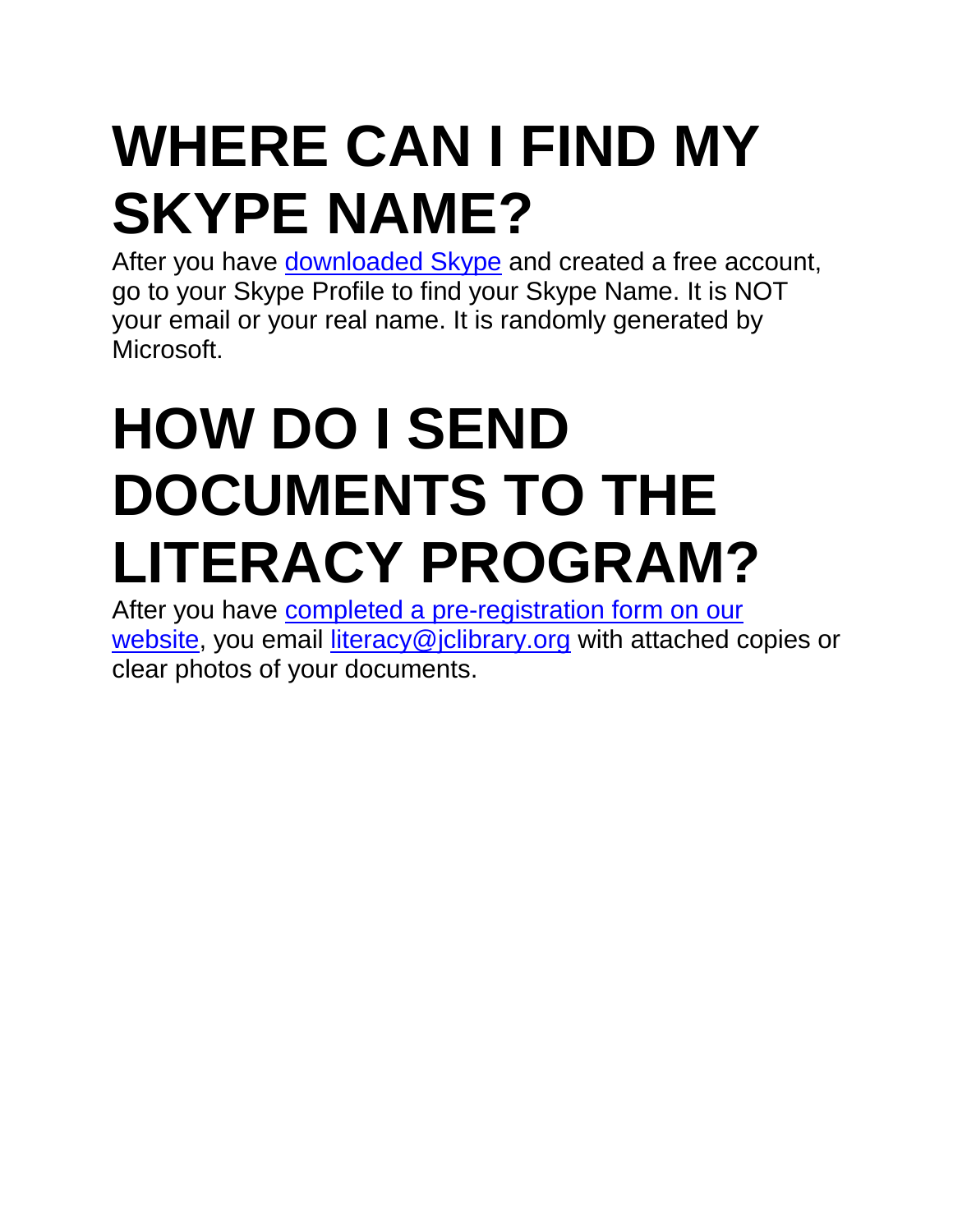# WHERE CAN I FIND MY SKYPE NAME?

After you have downloaded Skype and created a free account, go to your Skype Profile to find your Skype Name. It is NOT your email or your real name. It is randomly generated by Microsoft.

# HOW DO I SEND DOCUMENTS TO THE LITERACY PROGRAM?

After you have completed a pre-registration form on our website, you email literacy@jclibrary.org with attached copies or clear photos of your documents.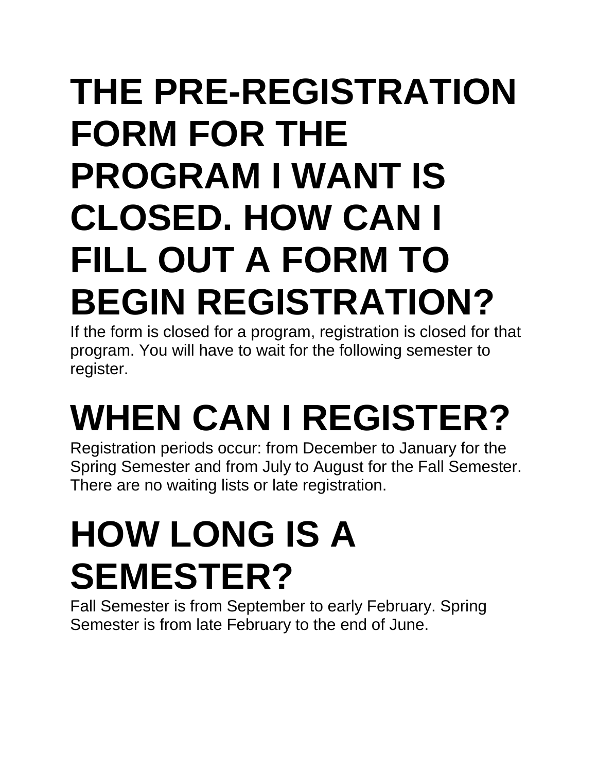# THE PRE-REGISTRATION FORM FOR THE PROGRAM I WANT IS CLOSED. HOW CAN I FILL OUT A FORM TO BEGIN REGISTRATION?

If the form is closed for a program, registration is closed for that program. You will have to wait for the following semester to register.

# WHEN CAN I REGISTER?

Registration periods occur: from December to January for the Spring Semester and from July to August for the Fall Semester. There are no waiting lists or late registration.

# HOW LONG IS A SEMESTER?

Fall Semester is from September to early February. Spring Semester is from late February to the end of June.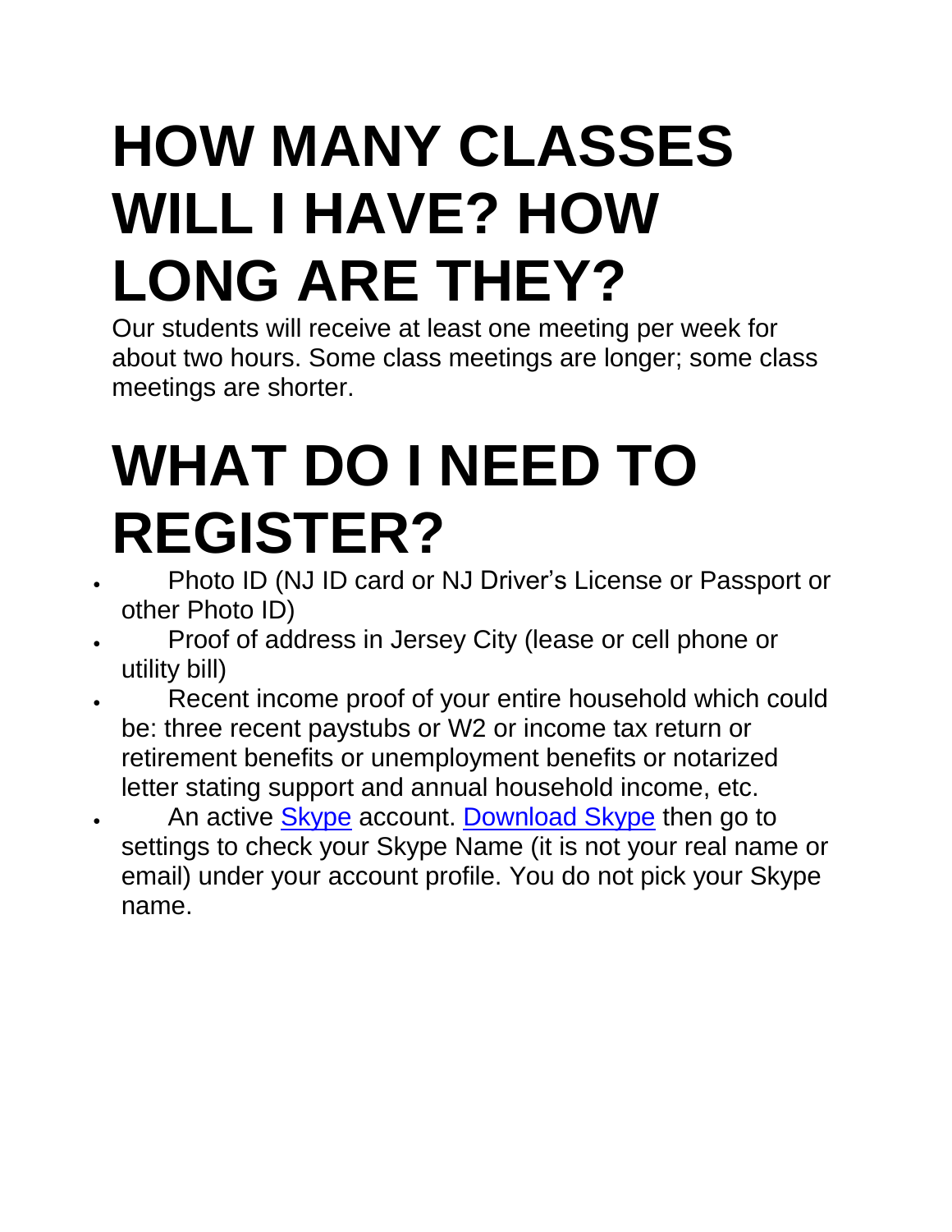# HOW MANY CLASSES WILL I HAVE? HOW LONG ARE THEY?

Our students will receive at least one meeting per week for about two hours. Some class meetings are longer; some class meetings are shorter.

# WHAT DO I NEED TO REGISTER?

- Photo ID (NJ ID card or NJ Driver's License or Passport or other Photo ID)
- Proof of address in Jersey City (lease or cell phone or utility bill)
- Recent income proof of your entire household which could be: three recent paystubs or W2 or income tax return or retirement benefits or unemployment benefits or notarized letter stating support and annual household income, etc.
- An active Skype account. Download Skype then go to settings to check your Skype Name (it is not your real name or email) under your account profile. You do not pick your Skype name.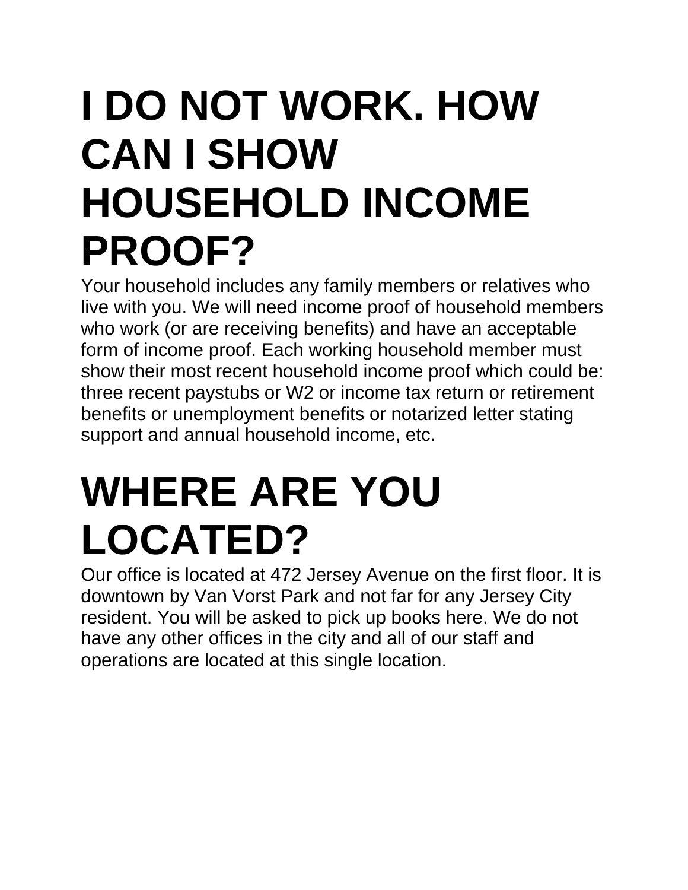# I DO NOT WORK. HOW CAN I SHOW HOUSEHOLD INCOME PROOF?

Your household includes any family members or relatives who live with you. We will need income proof of household members who work (or are receiving benefits) and have an acceptable form of income proof. Each working household member must show their most recent household income proof which could be: three recent paystubs or W2 or income tax return or retirement benefits or unemployment benefits or notarized letter stating support and annual household income, etc.

# WHERE ARE YOU LOCATED?

Our office is located at 472 Jersey Avenue on the first floor. It is downtown by Van Vorst Park and not far for any Jersey City resident. You will be asked to pick up books here. We do not have any other offices in the city and all of our staff and operations are located at this single location.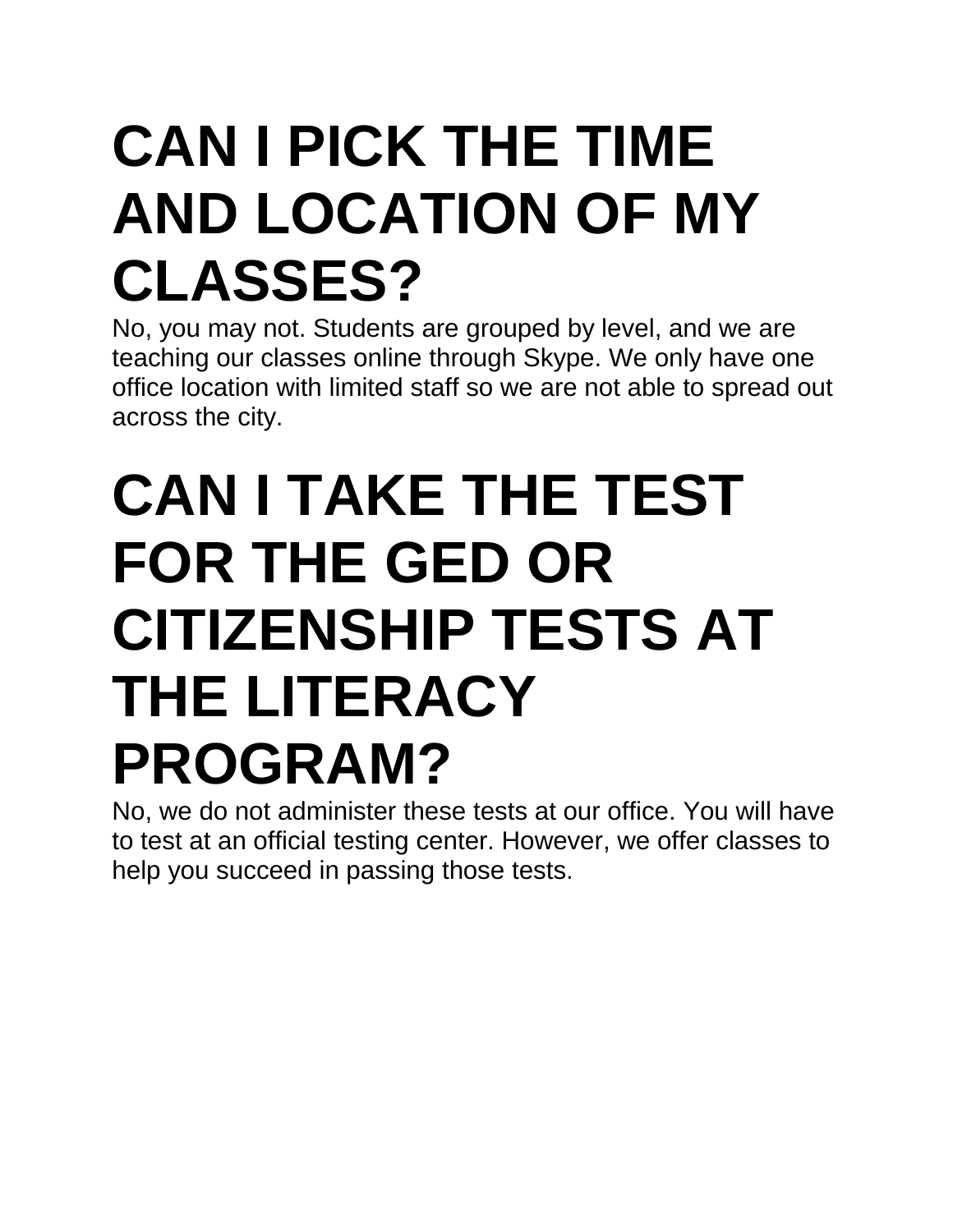# CAN I PICK THE TIME AND LOCATION OF MY CLASSES?

No, you may not. Students are grouped by level, and we are teaching our classes online through Skype. We only have one office location with limited staff so we are not able to spread out across the city.

# CAN I TAKE THE TEST FOR THE GED OR CITIZENSHIP TESTS AT THE LITERACY PROGRAM?

No, we do not administer these tests at our office. You will have to test at an official testing center. However, we offer classes to help you succeed in passing those tests.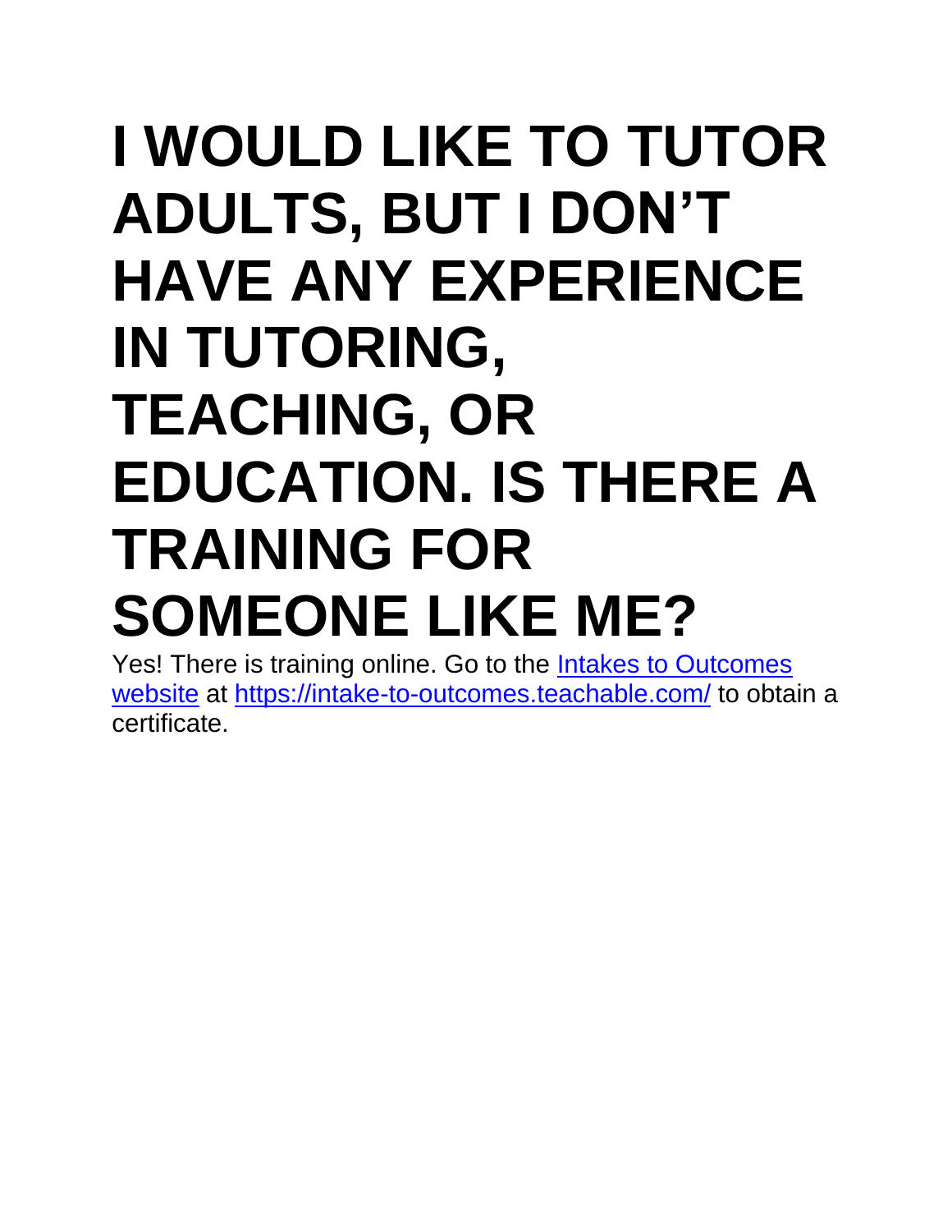# I WOULD LIKE TO TUTOR ADULTS, BUT I DON'T HAVE ANY EXPERIENCE IN TUTORING, TEACHING, OR EDUCATION. IS THERE A TRAINING FOR SOMEONE LIKE ME?

Yes! There is training online. Go to the [Intakes to Outcomes website](https://intake-to-outcomes.teachable.com/) at [https://intake-to-outcomes.teachable.com/](https://intake-to-outcomes.teachable.com/) to obtain a certificate.